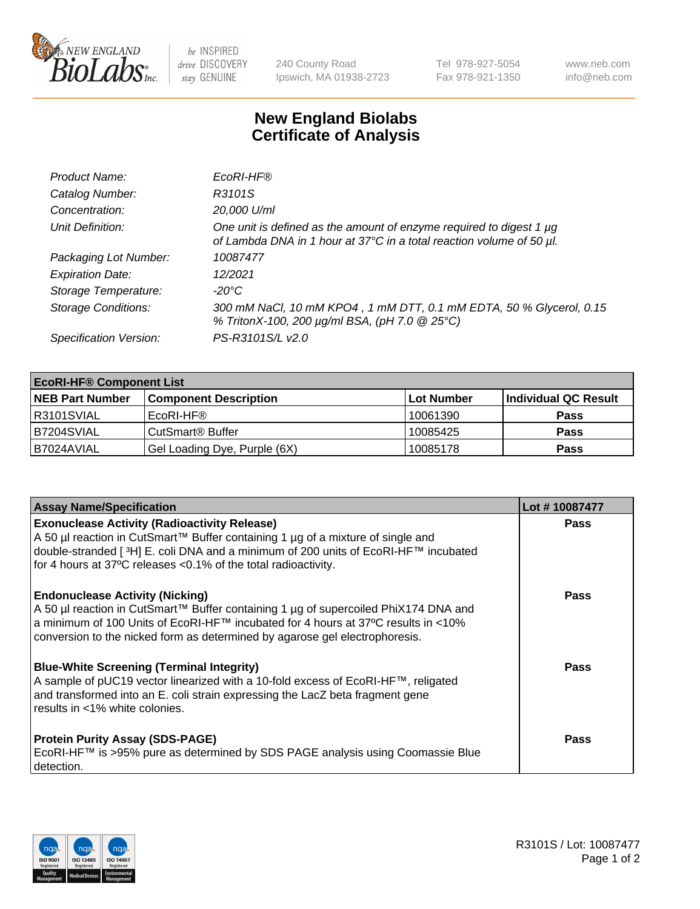# New England Biolabs
# Certificate of Analysis

| | |
|---|---|
| *Product Name:* | *EcoRI-HF®* |
| *Catalog Number:* | *R3101S* |
| *Concentration:* | *20,000 U/ml* |
| *Unit Definition:* | *One unit is defined as the amount of enzyme required to digest 1 µg of Lambda DNA in 1 hour at 37°C in a total reaction volume of 50 µl.* |
| *Packaging Lot Number:* | *10087477* |
| *Expiration Date:* | *12/2021* |
| *Storage Temperature:* | *-20°C* |
| *Storage Conditions:* | *300 mM NaCl, 10 mM KPO4 , 1 mM DTT, 0.1 mM EDTA, 50 % Glycerol, 0.15 % TritonX-100, 200 µg/ml BSA, (pH 7.0 @ 25°C)* |
| *Specification Version:* | *PS-R3101S/L v2.0* |

| **EcoRI-HF® Component List** | | | |
|---|---|---|---|
| **NEB Part Number** | **Component Description** | **Lot Number** | **Individual QC Result** |
| R3101SVIAL | EcoRI-HF® | 10061390 | **Pass** |
| B7204SVIAL | CutSmart® Buffer | 10085425 | **Pass** |
| B7024AVIAL | Gel Loading Dye, Purple (6X) | 10085178 | **Pass** |

| **Assay Name/Specification** | **Lot # 10087477** |
|---|---|
| **Exonuclease Activity (Radioactivity Release)**<br>A 50 µl reaction in CutSmart™ Buffer containing 1 µg of a mixture of single and double-stranded [ ³H] E. coli DNA and a minimum of 200 units of EcoRI-HF™ incubated for 4 hours at 37ºC releases <0.1% of the total radioactivity. | **Pass** |
| **Endonuclease Activity (Nicking)**<br>A 50 µl reaction in CutSmart™ Buffer containing 1 µg of supercoiled PhiX174 DNA and a minimum of 100 Units of EcoRI-HF™ incubated for 4 hours at 37ºC results in <10% conversion to the nicked form as determined by agarose gel electrophoresis. | **Pass** |
| **Blue-White Screening (Terminal Integrity)**<br>A sample of pUC19 vector linearized with a 10-fold excess of EcoRI-HF™, religated and transformed into an E. coli strain expressing the LacZ beta fragment gene results in <1% white colonies. | **Pass** |
| **Protein Purity Assay (SDS-PAGE)**<br>EcoRI-HF™ is >95% pure as determined by SDS PAGE analysis using Coomassie Blue detection. | **Pass** |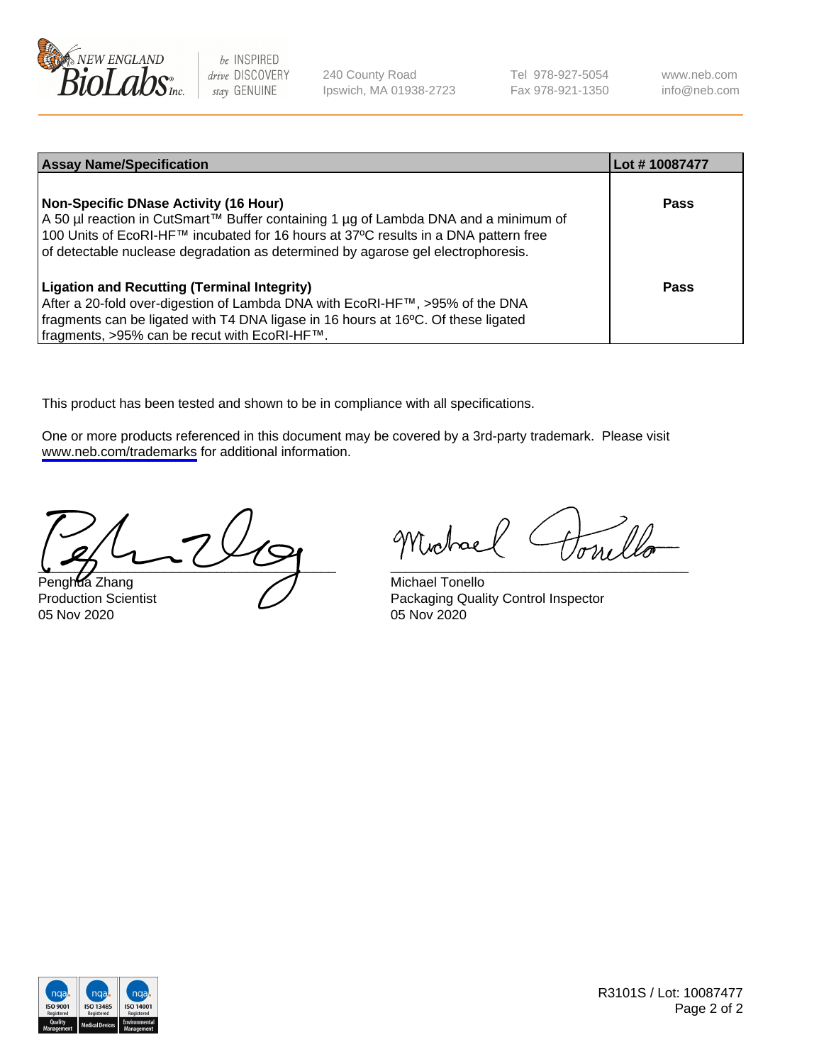| Assay Name/Specification | Lot # 10087477 |
| --- | --- |
| **Non-Specific DNase Activity (16 Hour)**<br>A 50 µl reaction in CutSmart™ Buffer containing 1 µg of Lambda DNA and a minimum of 100 Units of EcoRI-HF™ incubated for 16 hours at 37ºC results in a DNA pattern free of detectable nuclease degradation as determined by agarose gel electrophoresis. | **Pass** |
| **Ligation and Recutting (Terminal Integrity)**<br>After a 20-fold over-digestion of Lambda DNA with EcoRI-HF™, >95% of the DNA fragments can be ligated with T4 DNA ligase in 16 hours at 16ºC. Of these ligated fragments, >95% can be recut with EcoRI-HF™. | **Pass** |

This product has been tested and shown to be in compliance with all specifications.

One or more products referenced in this document may be covered by a 3rd-party trademark. Please visit www.neb.com/trademarks for additional information.

Penghua Zhang
Production Scientist
05 Nov 2020

Michael Tonello
Packaging Quality Control Inspector
05 Nov 2020

R3101S / Lot: 10087477